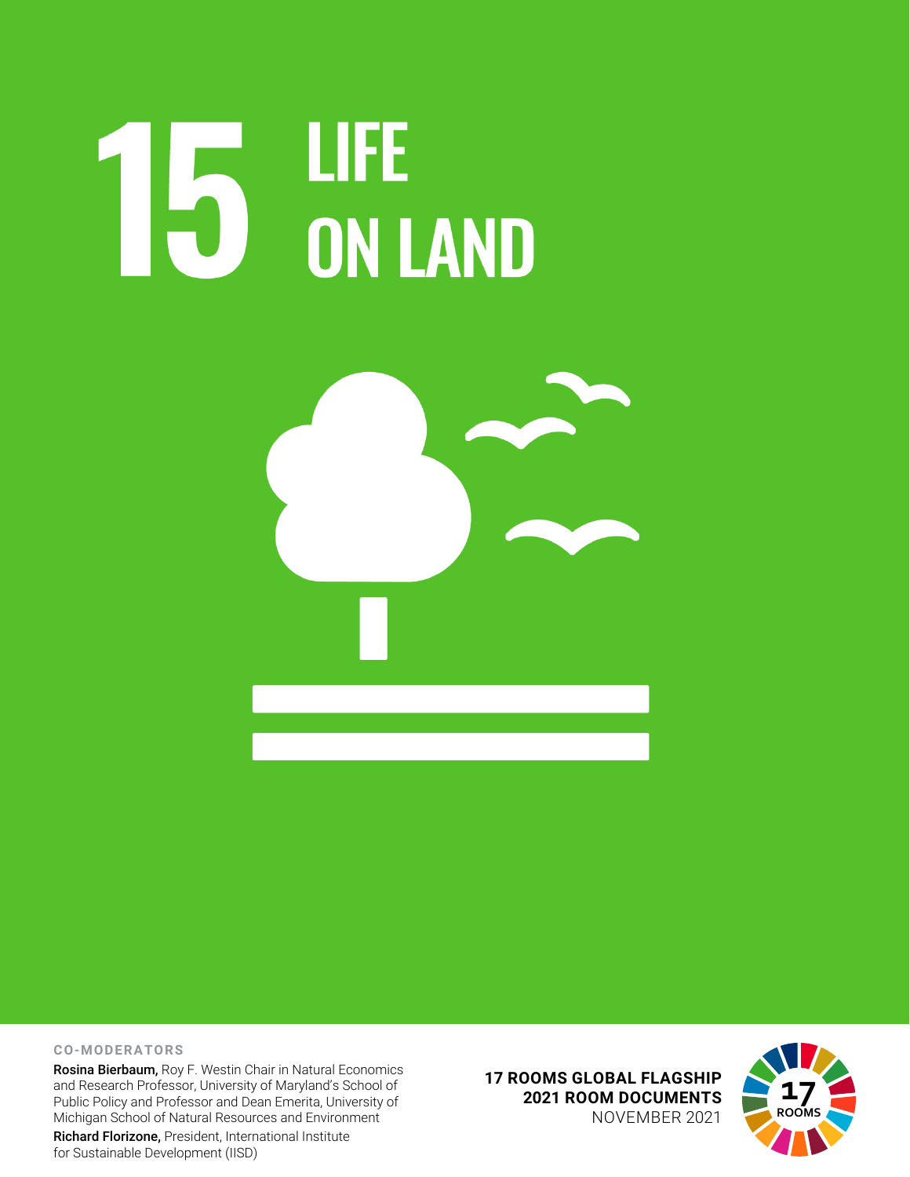# 15 LIFE ON LAND

**CO-MODERATORS**

**Rosina Bierbaum,** Roy F. Westin Chair in Natural Economics and Research Professor, University of Maryland's School of Public Policy and Professor and Dean Emerita, University of Michigan School of Natural Resources and Environment

**Richard Florizone,** President, International Institute for Sustainable Development (IISD)

**17 ROOMS GLOBAL FLAGSHIP**
**2021 ROOM DOCUMENTS**
NOVEMBER 2021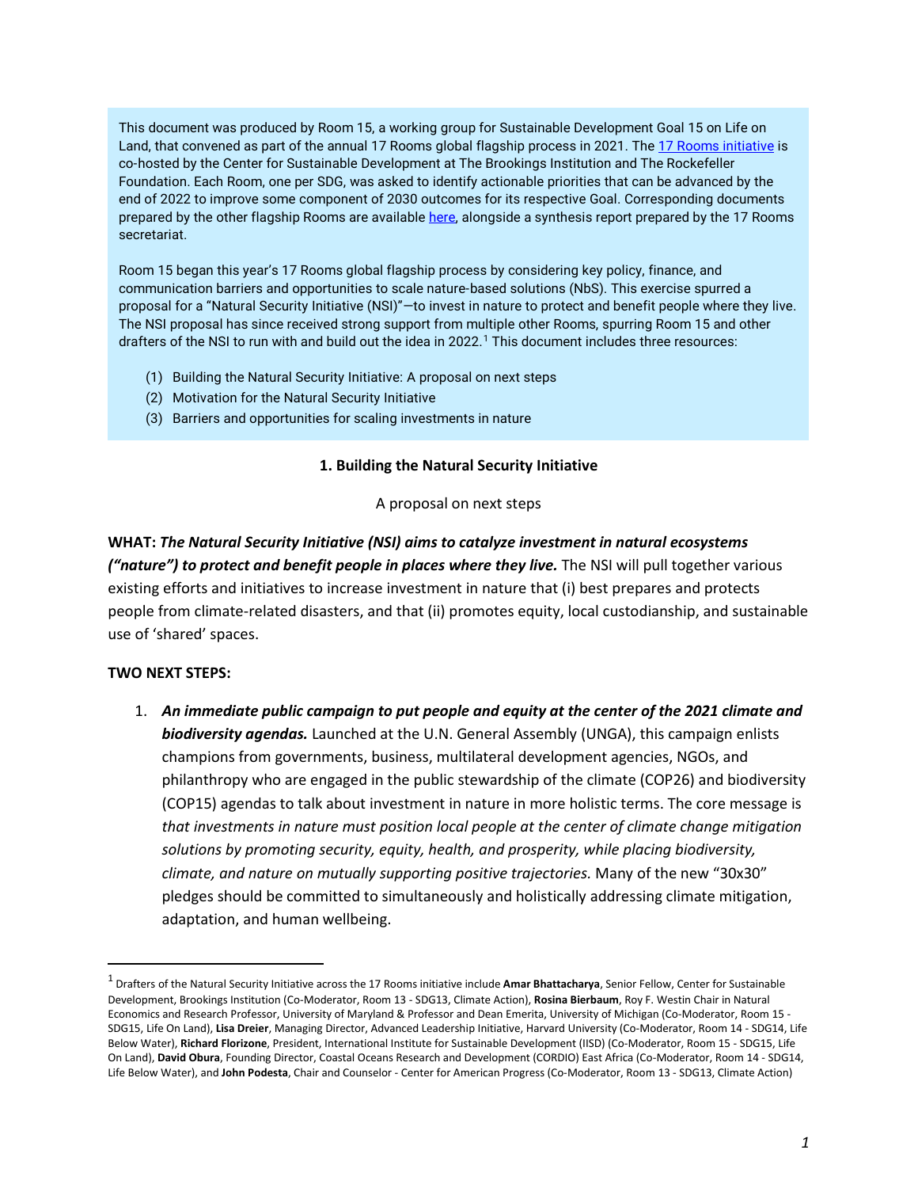This document was produced by Room 15, a working group for Sustainable Development Goal 15 on Life on Land, that convened as part of the annual 17 Rooms global flagship process in 2021. The [17 Rooms initiative](#) is co-hosted by the Center for Sustainable Development at The Brookings Institution and The Rockefeller Foundation. Each Room, one per SDG, was asked to identify actionable priorities that can be advanced by the end of 2022 to improve some component of 2030 outcomes for its respective Goal. Corresponding documents prepared by the other flagship Rooms are available [here](#), alongside a synthesis report prepared by the 17 Rooms secretariat.

Room 15 began this year's 17 Rooms global flagship process by considering key policy, finance, and communication barriers and opportunities to scale nature-based solutions (NbS). This exercise spurred a proposal for a "Natural Security Initiative (NSI)"—to invest in nature to protect and benefit people where they live. The NSI proposal has since received strong support from multiple other Rooms, spurring Room 15 and other drafters of the NSI to run with and build out the idea in 2022.[1] This document includes three resources:

(1) Building the Natural Security Initiative: A proposal on next steps
(2) Motivation for the Natural Security Initiative
(3) Barriers and opportunities for scaling investments in nature

## 1. Building the Natural Security Initiative

A proposal on next steps

**WHAT:** ***The Natural Security Initiative (NSI) aims to catalyze investment in natural ecosystems ("nature") to protect and benefit people in places where they live.*** The NSI will pull together various existing efforts and initiatives to increase investment in nature that (i) best prepares and protects people from climate-related disasters, and that (ii) promotes equity, local custodianship, and sustainable use of 'shared' spaces.

**TWO NEXT STEPS:**

1. ***An immediate public campaign to put people and equity at the center of the 2021 climate and biodiversity agendas.*** Launched at the U.N. General Assembly (UNGA), this campaign enlists champions from governments, business, multilateral development agencies, NGOs, and philanthropy who are engaged in the public stewardship of the climate (COP26) and biodiversity (COP15) agendas to talk about investment in nature in more holistic terms. The core message is *that investments in nature must position local people at the center of climate change mitigation solutions by promoting security, equity, health, and prosperity, while placing biodiversity, climate, and nature on mutually supporting positive trajectories.* Many of the new "30x30" pledges should be committed to simultaneously and holistically addressing climate mitigation, adaptation, and human wellbeing.

---

[1] Drafters of the Natural Security Initiative across the 17 Rooms initiative include **Amar Bhattacharya**, Senior Fellow, Center for Sustainable Development, Brookings Institution (Co-Moderator, Room 13 - SDG13, Climate Action), **Rosina Bierbaum**, Roy F. Westin Chair in Natural Economics and Research Professor, University of Maryland & Professor and Dean Emerita, University of Michigan (Co-Moderator, Room 15 - SDG15, Life On Land), **Lisa Dreier**, Managing Director, Advanced Leadership Initiative, Harvard University (Co-Moderator, Room 14 - SDG14, Life Below Water), **Richard Florizone**, President, International Institute for Sustainable Development (IISD) (Co-Moderator, Room 15 - SDG15, Life On Land), **David Obura**, Founding Director, Coastal Oceans Research and Development (CORDIO) East Africa (Co-Moderator, Room 14 - SDG14, Life Below Water), and **John Podesta**, Chair and Counselor - Center for American Progress (Co-Moderator, Room 13 - SDG13, Climate Action)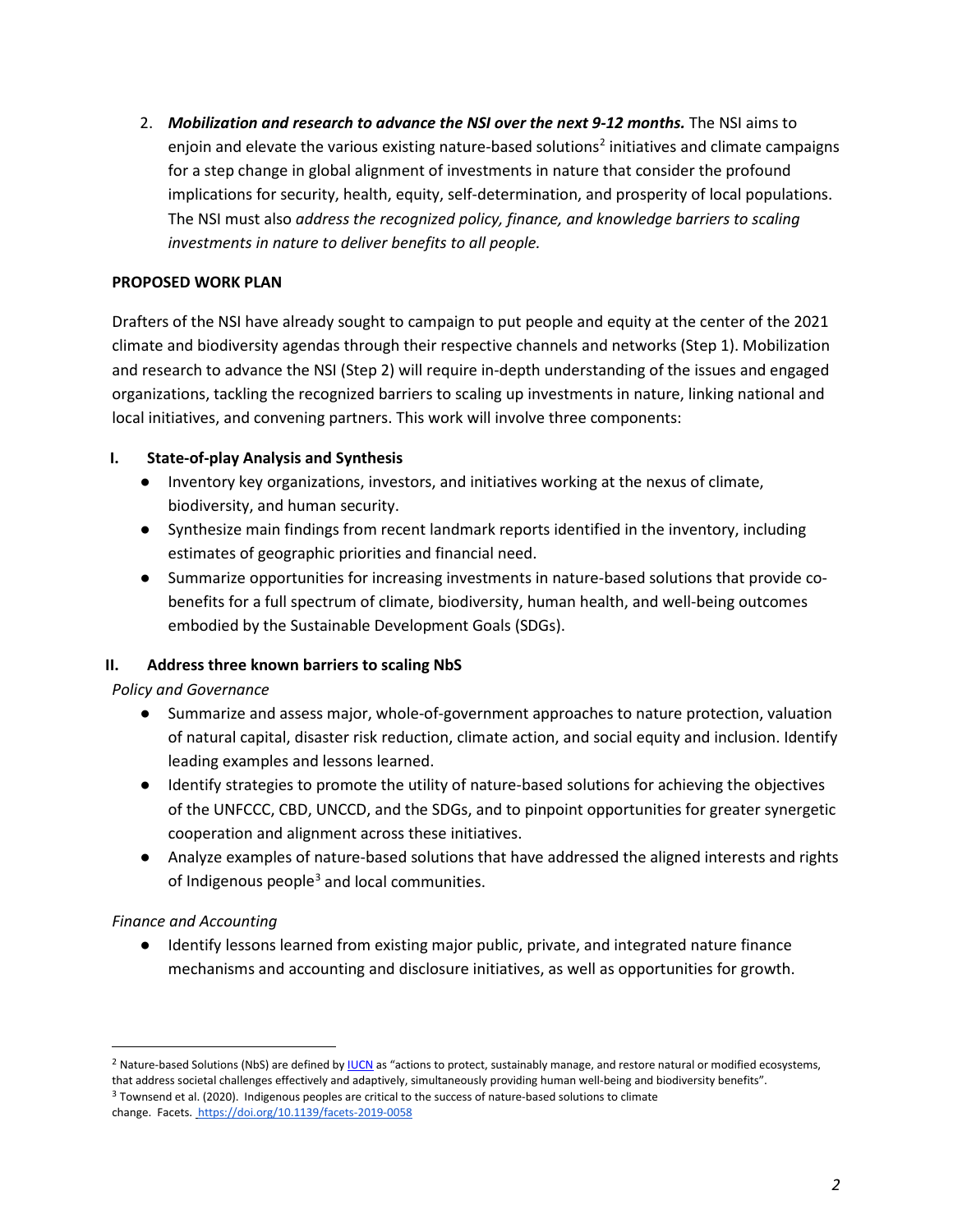2. ***Mobilization and research to advance the NSI over the next 9-12 months.*** The NSI aims to enjoin and elevate the various existing nature-based solutions[2] initiatives and climate campaigns for a step change in global alignment of investments in nature that consider the profound implications for security, health, equity, self-determination, and prosperity of local populations. The NSI must also *address the recognized policy, finance, and knowledge barriers to scaling investments in nature to deliver benefits to all people.*

**PROPOSED WORK PLAN**

Drafters of the NSI have already sought to campaign to put people and equity at the center of the 2021 climate and biodiversity agendas through their respective channels and networks (Step 1). Mobilization and research to advance the NSI (Step 2) will require in-depth understanding of the issues and engaged organizations, tackling the recognized barriers to scaling up investments in nature, linking national and local initiatives, and convening partners. This work will involve three components:

**I. State-of-play Analysis and Synthesis**

- Inventory key organizations, investors, and initiatives working at the nexus of climate, biodiversity, and human security.
- Synthesize main findings from recent landmark reports identified in the inventory, including estimates of geographic priorities and financial need.
- Summarize opportunities for increasing investments in nature-based solutions that provide co-benefits for a full spectrum of climate, biodiversity, human health, and well-being outcomes embodied by the Sustainable Development Goals (SDGs).

**II. Address three known barriers to scaling NbS**

*Policy and Governance*

- Summarize and assess major, whole-of-government approaches to nature protection, valuation of natural capital, disaster risk reduction, climate action, and social equity and inclusion. Identify leading examples and lessons learned.
- Identify strategies to promote the utility of nature-based solutions for achieving the objectives of the UNFCCC, CBD, UNCCD, and the SDGs, and to pinpoint opportunities for greater synergetic cooperation and alignment across these initiatives.
- Analyze examples of nature-based solutions that have addressed the aligned interests and rights of Indigenous people[3] and local communities.

*Finance and Accounting*

- Identify lessons learned from existing major public, private, and integrated nature finance mechanisms and accounting and disclosure initiatives, as well as opportunities for growth.

---

[2] Nature-based Solutions (NbS) are defined by IUCN as "actions to protect, sustainably manage, and restore natural or modified ecosystems, that address societal challenges effectively and adaptively, simultaneously providing human well-being and biodiversity benefits".

[3] Townsend et al. (2020). Indigenous peoples are critical to the success of nature-based solutions to climate change. Facets. https://doi.org/10.1139/facets-2019-0058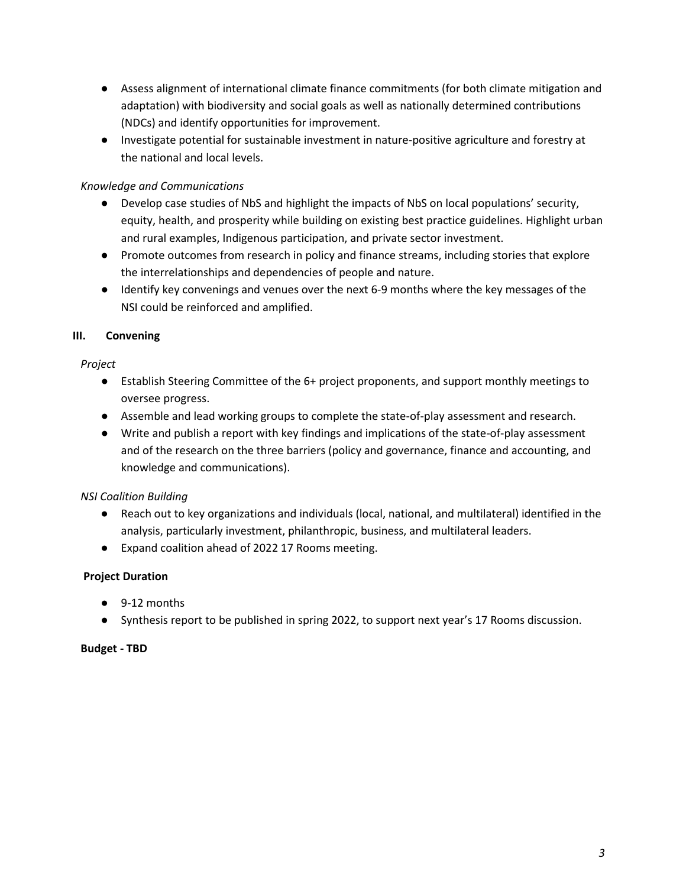- Assess alignment of international climate finance commitments (for both climate mitigation and adaptation) with biodiversity and social goals as well as nationally determined contributions (NDCs) and identify opportunities for improvement.
- Investigate potential for sustainable investment in nature-positive agriculture and forestry at the national and local levels.

*Knowledge and Communications*

- Develop case studies of NbS and highlight the impacts of NbS on local populations' security, equity, health, and prosperity while building on existing best practice guidelines. Highlight urban and rural examples, Indigenous participation, and private sector investment.
- Promote outcomes from research in policy and finance streams, including stories that explore the interrelationships and dependencies of people and nature.
- Identify key convenings and venues over the next 6-9 months where the key messages of the NSI could be reinforced and amplified.

### III. Convening

*Project*

- Establish Steering Committee of the 6+ project proponents, and support monthly meetings to oversee progress.
- Assemble and lead working groups to complete the state-of-play assessment and research.
- Write and publish a report with key findings and implications of the state-of-play assessment and of the research on the three barriers (policy and governance, finance and accounting, and knowledge and communications).

*NSI Coalition Building*

- Reach out to key organizations and individuals (local, national, and multilateral) identified in the analysis, particularly investment, philanthropic, business, and multilateral leaders.
- Expand coalition ahead of 2022 17 Rooms meeting.

**Project Duration**

- 9-12 months
- Synthesis report to be published in spring 2022, to support next year's 17 Rooms discussion.

**Budget - TBD**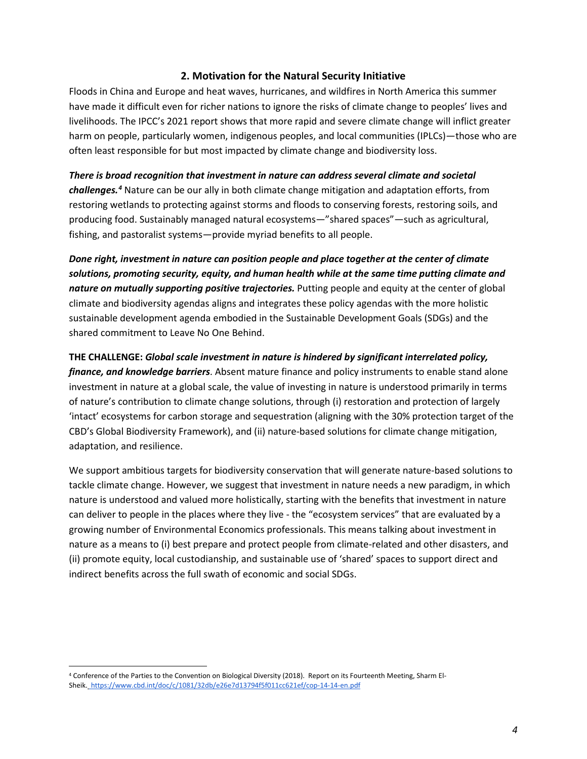## 2. Motivation for the Natural Security Initiative

Floods in China and Europe and heat waves, hurricanes, and wildfires in North America this summer have made it difficult even for richer nations to ignore the risks of climate change to peoples' lives and livelihoods. The IPCC's 2021 report shows that more rapid and severe climate change will inflict greater harm on people, particularly women, indigenous peoples, and local communities (IPLCs)—those who are often least responsible for but most impacted by climate change and biodiversity loss.

***There is broad recognition that investment in nature can address several climate and societal challenges.***[4] Nature can be our ally in both climate change mitigation and adaptation efforts, from restoring wetlands to protecting against storms and floods to conserving forests, restoring soils, and producing food. Sustainably managed natural ecosystems—"shared spaces"—such as agricultural, fishing, and pastoralist systems—provide myriad benefits to all people.

***Done right, investment in nature can position people and place together at the center of climate solutions, promoting security, equity, and human health while at the same time putting climate and nature on mutually supporting positive trajectories.*** Putting people and equity at the center of global climate and biodiversity agendas aligns and integrates these policy agendas with the more holistic sustainable development agenda embodied in the Sustainable Development Goals (SDGs) and the shared commitment to Leave No One Behind.

**THE CHALLENGE:** ***Global scale investment in nature is hindered by significant interrelated policy, finance, and knowledge barriers***. Absent mature finance and policy instruments to enable stand alone investment in nature at a global scale, the value of investing in nature is understood primarily in terms of nature's contribution to climate change solutions, through (i) restoration and protection of largely 'intact' ecosystems for carbon storage and sequestration (aligning with the 30% protection target of the CBD's Global Biodiversity Framework), and (ii) nature-based solutions for climate change mitigation, adaptation, and resilience.

We support ambitious targets for biodiversity conservation that will generate nature-based solutions to tackle climate change. However, we suggest that investment in nature needs a new paradigm, in which nature is understood and valued more holistically, starting with the benefits that investment in nature can deliver to people in the places where they live - the "ecosystem services" that are evaluated by a growing number of Environmental Economics professionals. This means talking about investment in nature as a means to (i) best prepare and protect people from climate-related and other disasters, and (ii) promote equity, local custodianship, and sustainable use of 'shared' spaces to support direct and indirect benefits across the full swath of economic and social SDGs.

---

[4] Conference of the Parties to the Convention on Biological Diversity (2018). Report on its Fourteenth Meeting, Sharm El-Sheik. https://www.cbd.int/doc/c/1081/32db/e26e7d13794f5f011cc621ef/cop-14-14-en.pdf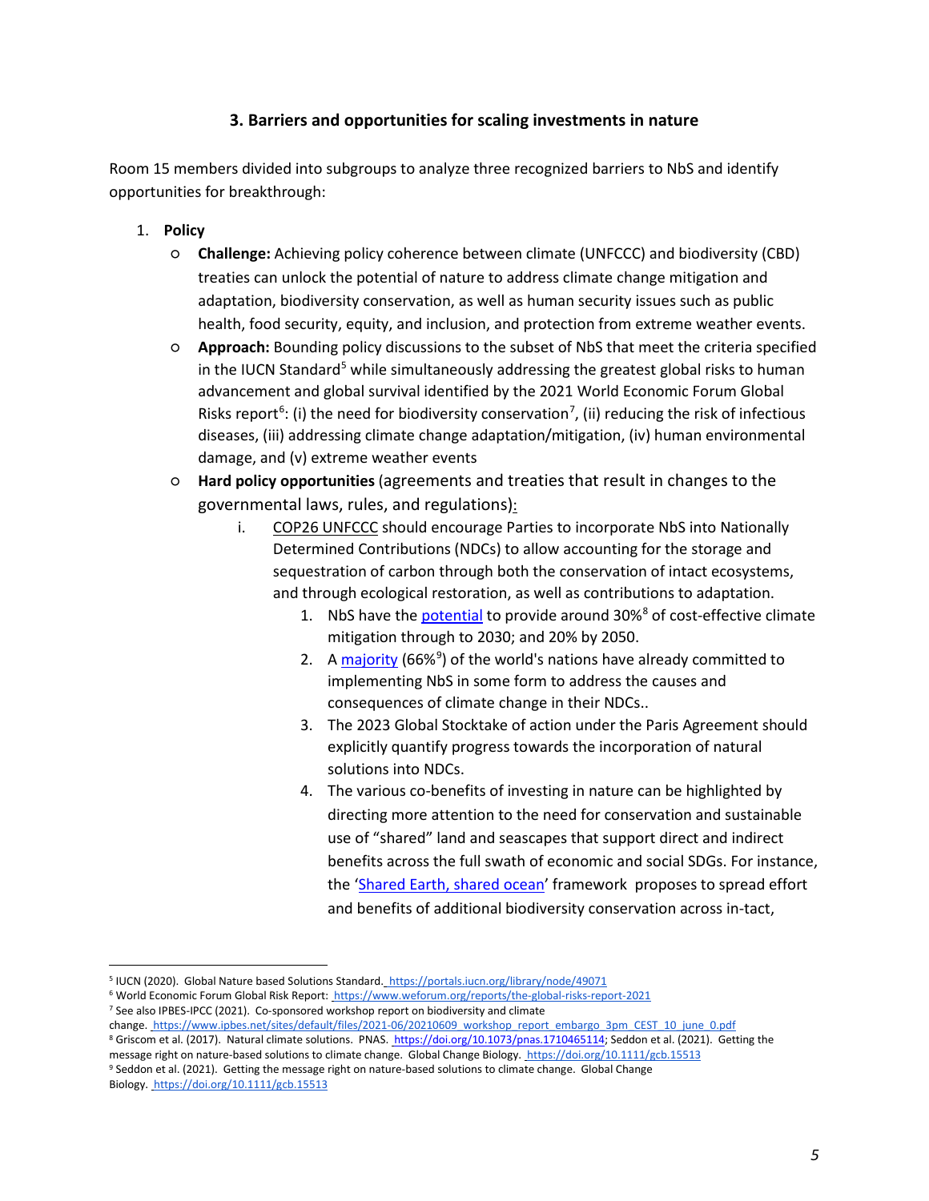### 3. Barriers and opportunities for scaling investments in nature

Room 15 members divided into subgroups to analyze three recognized barriers to NbS and identify opportunities for breakthrough:

1. **Policy**
   - **Challenge:** Achieving policy coherence between climate (UNFCCC) and biodiversity (CBD) treaties can unlock the potential of nature to address climate change mitigation and adaptation, biodiversity conservation, as well as human security issues such as public health, food security, equity, and inclusion, and protection from extreme weather events.
   - **Approach:** Bounding policy discussions to the subset of NbS that meet the criteria specified in the IUCN Standard[5] while simultaneously addressing the greatest global risks to human advancement and global survival identified by the 2021 World Economic Forum Global Risks report[6]: (i) the need for biodiversity conservation[7], (ii) reducing the risk of infectious diseases, (iii) addressing climate change adaptation/mitigation, (iv) human environmental damage, and (v) extreme weather events
   - **Hard policy opportunities** (agreements and treaties that result in changes to the governmental laws, rules, and regulations):
     i. COP26 UNFCCC should encourage Parties to incorporate NbS into Nationally Determined Contributions (NDCs) to allow accounting for the storage and sequestration of carbon through both the conservation of intact ecosystems, and through ecological restoration, as well as contributions to adaptation.
        1. NbS have the potential to provide around 30%[8] of cost-effective climate mitigation through to 2030; and 20% by 2050.
        2. A majority (66%[9]) of the world's nations have already committed to implementing NbS in some form to address the causes and consequences of climate change in their NDCs..
        3. The 2023 Global Stocktake of action under the Paris Agreement should explicitly quantify progress towards the incorporation of natural solutions into NDCs.
        4. The various co-benefits of investing in nature can be highlighted by directing more attention to the need for conservation and sustainable use of "shared" land and seascapes that support direct and indirect benefits across the full swath of economic and social SDGs. For instance, the 'Shared Earth, shared ocean' framework proposes to spread effort and benefits of additional biodiversity conservation across in-tact,

---

[5] IUCN (2020). Global Nature based Solutions Standard. https://portals.iucn.org/library/node/49071

[6] World Economic Forum Global Risk Report: https://www.weforum.org/reports/the-global-risks-report-2021

[7] See also IPBES-IPCC (2021). Co-sponsored workshop report on biodiversity and climate change. https://www.ipbes.net/sites/default/files/2021-06/20210609_workshop_report_embargo_3pm_CEST_10_june_0.pdf

[8] Griscom et al. (2017). Natural climate solutions. PNAS. https://doi.org/10.1073/pnas.1710465114; Seddon et al. (2021). Getting the message right on nature-based solutions to climate change. Global Change Biology. https://doi.org/10.1111/gcb.15513

[9] Seddon et al. (2021). Getting the message right on nature-based solutions to climate change. Global Change Biology. https://doi.org/10.1111/gcb.15513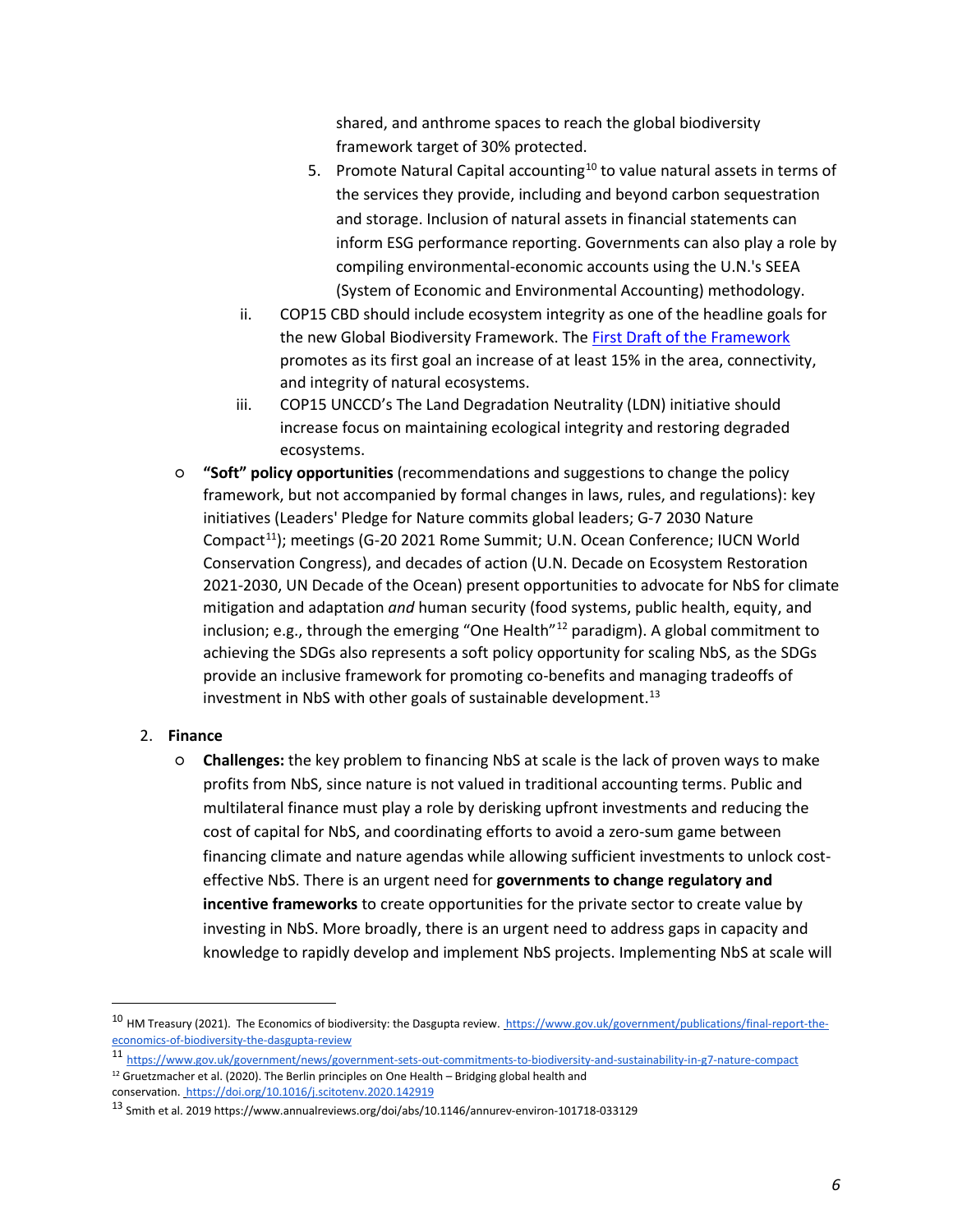shared, and anthrome spaces to reach the global biodiversity framework target of 30% protected.

5. Promote Natural Capital accounting[10] to value natural assets in terms of the services they provide, including and beyond carbon sequestration and storage. Inclusion of natural assets in financial statements can inform ESG performance reporting. Governments can also play a role by compiling environmental-economic accounts using the U.N.'s SEEA (System of Economic and Environmental Accounting) methodology.

ii. COP15 CBD should include ecosystem integrity as one of the headline goals for the new Global Biodiversity Framework. The [First Draft of the Framework] promotes as its first goal an increase of at least 15% in the area, connectivity, and integrity of natural ecosystems.

iii. COP15 UNCCD's The Land Degradation Neutrality (LDN) initiative should increase focus on maintaining ecological integrity and restoring degraded ecosystems.

- **"Soft" policy opportunities** (recommendations and suggestions to change the policy framework, but not accompanied by formal changes in laws, rules, and regulations): key initiatives (Leaders' Pledge for Nature commits global leaders; G-7 2030 Nature Compact[11]); meetings (G-20 2021 Rome Summit; U.N. Ocean Conference; IUCN World Conservation Congress), and decades of action (U.N. Decade on Ecosystem Restoration 2021-2030, UN Decade of the Ocean) present opportunities to advocate for NbS for climate mitigation and adaptation *and* human security (food systems, public health, equity, and inclusion; e.g., through the emerging "One Health"[12] paradigm). A global commitment to achieving the SDGs also represents a soft policy opportunity for scaling NbS, as the SDGs provide an inclusive framework for promoting co-benefits and managing tradeoffs of investment in NbS with other goals of sustainable development.[13]

2. **Finance**

- **Challenges:** the key problem to financing NbS at scale is the lack of proven ways to make profits from NbS, since nature is not valued in traditional accounting terms. Public and multilateral finance must play a role by derisking upfront investments and reducing the cost of capital for NbS, and coordinating efforts to avoid a zero-sum game between financing climate and nature agendas while allowing sufficient investments to unlock cost-effective NbS. There is an urgent need for **governments to change regulatory and incentive frameworks** to create opportunities for the private sector to create value by investing in NbS. More broadly, there is an urgent need to address gaps in capacity and knowledge to rapidly develop and implement NbS projects. Implementing NbS at scale will

---

[10] HM Treasury (2021). The Economics of biodiversity: the Dasgupta review. https://www.gov.uk/government/publications/final-report-the-economics-of-biodiversity-the-dasgupta-review

[11] https://www.gov.uk/government/news/government-sets-out-commitments-to-biodiversity-and-sustainability-in-g7-nature-compact

[12] Gruetzmacher et al. (2020). The Berlin principles on One Health – Bridging global health and conservation. https://doi.org/10.1016/j.scitotenv.2020.142919

[13] Smith et al. 2019 https://www.annualreviews.org/doi/abs/10.1146/annurev-environ-101718-033129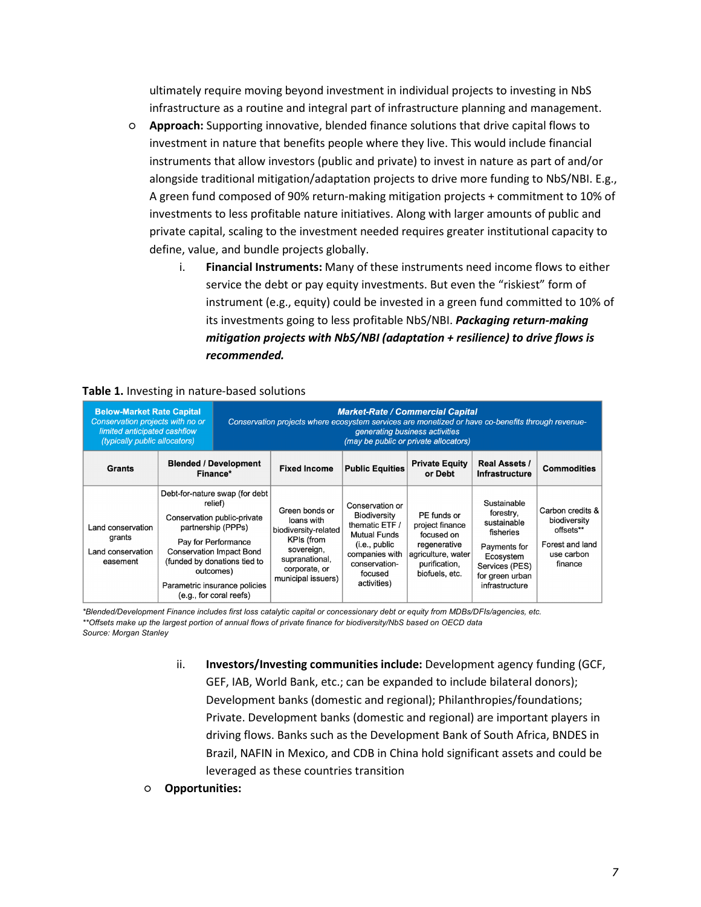ultimately require moving beyond investment in individual projects to investing in NbS infrastructure as a routine and integral part of infrastructure planning and management.

- **Approach:** Supporting innovative, blended finance solutions that drive capital flows to investment in nature that benefits people where they live. This would include financial instruments that allow investors (public and private) to invest in nature as part of and/or alongside traditional mitigation/adaptation projects to drive more funding to NbS/NBI. E.g., A green fund composed of 90% return-making mitigation projects + commitment to 10% of investments to less profitable nature initiatives. Along with larger amounts of public and private capital, scaling to the investment needed requires greater institutional capacity to define, value, and bundle projects globally.
  i. **Financial Instruments:** Many of these instruments need income flows to either service the debt or pay equity investments. But even the "riskiest" form of instrument (e.g., equity) could be invested in a green fund committed to 10% of its investments going to less profitable NbS/NBI. ***Packaging return-making mitigation projects with NbS/NBI (adaptation + resilience) to drive flows is recommended.***

**Table 1.** Investing in nature-based solutions

| **Below-Market Rate Capital** *Conservation projects with no or limited anticipated cashflow (typically public allocators)* | ***Market-Rate / Commercial Capital*** *Conservation projects where ecosystem services are monetized or have co-benefits through revenue-generating business activities (may be public or private allocators)* | | | | | |
|---|---|---|---|---|---|---|
| **Grants** | **Blended / Development Finance*** | **Fixed Income** | **Public Equities** | **Private Equity or Debt** | **Real Assets / Infrastructure** | **Commodities** |
| Land conservation grants<br><br>Land conservation easement | Debt-for-nature swap (for debt relief)<br><br>Conservation public-private partnership (PPPs)<br><br>Pay for Performance Conservation Impact Bond (funded by donations tied to outcomes)<br><br>Parametric insurance policies (e.g., for coral reefs) | Green bonds or loans with biodiversity-related KPIs (from sovereign, supranational, corporate, or municipal issuers) | Conservation or Biodiversity thematic ETF / Mutual Funds (i.e., public companies with conservation-focused activities) | PE funds or project finance focused on regenerative agriculture, water purification, biofuels, etc. | Sustainable forestry, sustainable fisheries<br><br>Payments for Ecosystem Services (PES) for green urban infrastructure | Carbon credits & biodiversity offsets**<br><br>Forest and land use carbon finance |

*\*Blended/Development Finance includes first loss catalytic capital or concessionary debt or equity from MDBs/DFIs/agencies, etc.*
*\*\*Offsets make up the largest portion of annual flows of private finance for biodiversity/NbS based on OECD data*
*Source: Morgan Stanley*

  ii. **Investors/Investing communities include:** Development agency funding (GCF, GEF, IAB, World Bank, etc.; can be expanded to include bilateral donors); Development banks (domestic and regional); Philanthropies/foundations; Private. Development banks (domestic and regional) are important players in driving flows. Banks such as the Development Bank of South Africa, BNDES in Brazil, NAFIN in Mexico, and CDB in China hold significant assets and could be leveraged as these countries transition

- **Opportunities:**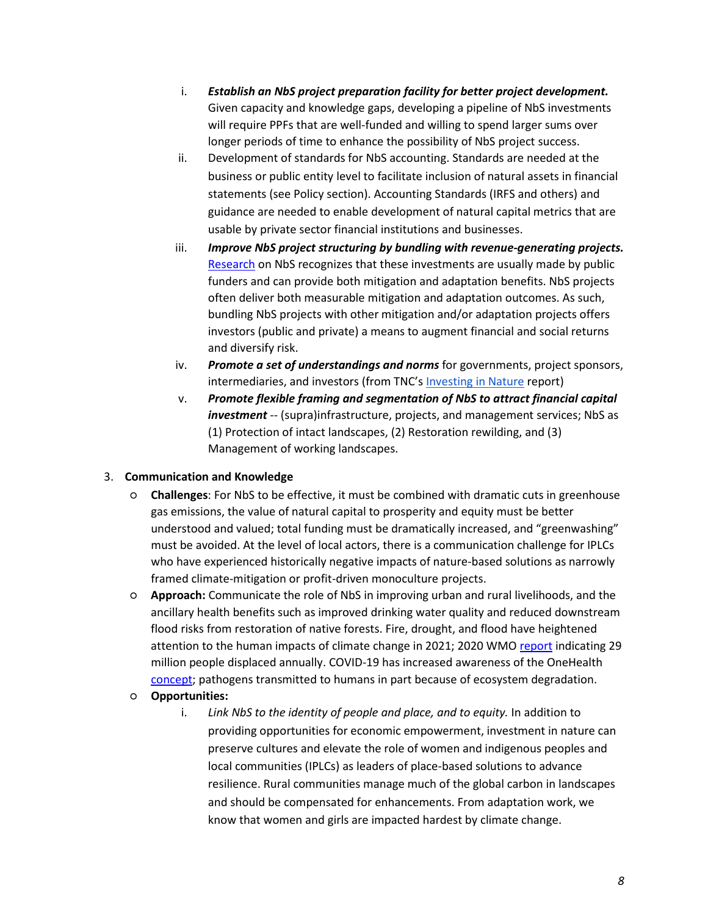i. ***Establish an NbS project preparation facility for better project development.*** Given capacity and knowledge gaps, developing a pipeline of NbS investments will require PPFs that are well-funded and willing to spend larger sums over longer periods of time to enhance the possibility of NbS project success.

ii. Development of standards for NbS accounting. Standards are needed at the business or public entity level to facilitate inclusion of natural assets in financial statements (see Policy section). Accounting Standards (IRFS and others) and guidance are needed to enable development of natural capital metrics that are usable by private sector financial institutions and businesses.

iii. ***Improve NbS project structuring by bundling with revenue-generating projects.*** [Research] on NbS recognizes that these investments are usually made by public funders and can provide both mitigation and adaptation benefits. NbS projects often deliver both measurable mitigation and adaptation outcomes. As such, bundling NbS projects with other mitigation and/or adaptation projects offers investors (public and private) a means to augment financial and social returns and diversify risk.

iv. ***Promote a set of understandings and norms*** for governments, project sponsors, intermediaries, and investors (from TNC's [Investing in Nature] report)

v. ***Promote flexible framing and segmentation of NbS to attract financial capital investment*** -- (supra)infrastructure, projects, and management services; NbS as (1) Protection of intact landscapes, (2) Restoration rewilding, and (3) Management of working landscapes.

3. **Communication and Knowledge**
   - **Challenges**: For NbS to be effective, it must be combined with dramatic cuts in greenhouse gas emissions, the value of natural capital to prosperity and equity must be better understood and valued; total funding must be dramatically increased, and "greenwashing" must be avoided. At the level of local actors, there is a communication challenge for IPLCs who have experienced historically negative impacts of nature-based solutions as narrowly framed climate-mitigation or profit-driven monoculture projects.
   - **Approach:** Communicate the role of NbS in improving urban and rural livelihoods, and the ancillary health benefits such as improved drinking water quality and reduced downstream flood risks from restoration of native forests. Fire, drought, and flood have heightened attention to the human impacts of climate change in 2021; 2020 WMO [report] indicating 29 million people displaced annually. COVID-19 has increased awareness of the OneHealth [concept]; pathogens transmitted to humans in part because of ecosystem degradation.
   - **Opportunities:**
     i. *Link NbS to the identity of people and place, and to equity.* In addition to providing opportunities for economic empowerment, investment in nature can preserve cultures and elevate the role of women and indigenous peoples and local communities (IPLCs) as leaders of place-based solutions to advance resilience. Rural communities manage much of the global carbon in landscapes and should be compensated for enhancements. From adaptation work, we know that women and girls are impacted hardest by climate change.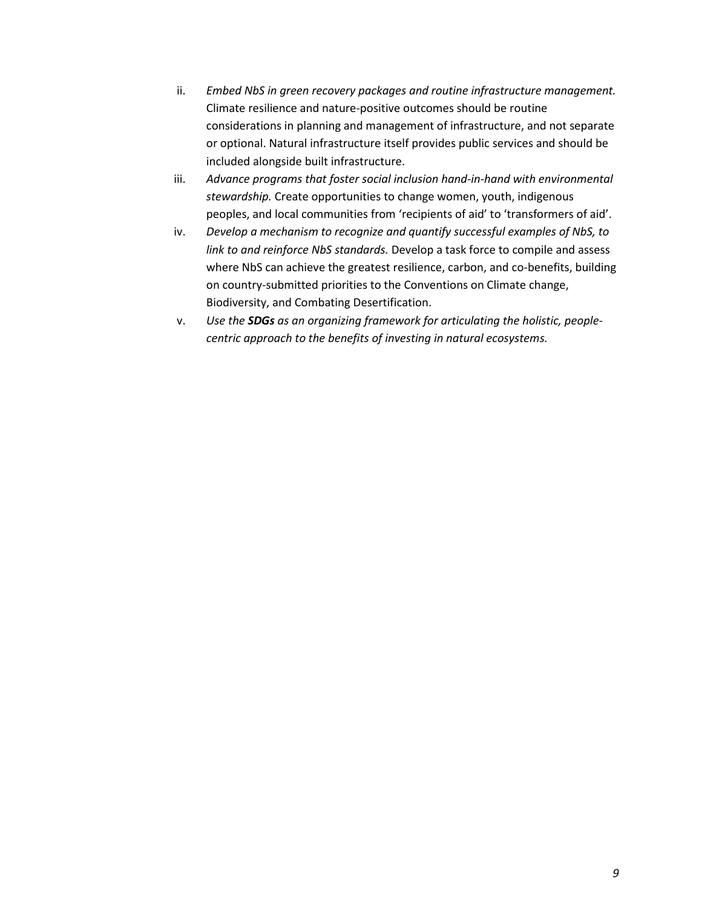ii. *Embed NbS in green recovery packages and routine infrastructure management.* Climate resilience and nature-positive outcomes should be routine considerations in planning and management of infrastructure, and not separate or optional. Natural infrastructure itself provides public services and should be included alongside built infrastructure.

iii. *Advance programs that foster social inclusion hand-in-hand with environmental stewardship.* Create opportunities to change women, youth, indigenous peoples, and local communities from 'recipients of aid' to 'transformers of aid'.

iv. *Develop a mechanism to recognize and quantify successful examples of NbS, to link to and reinforce NbS standards.* Develop a task force to compile and assess where NbS can achieve the greatest resilience, carbon, and co-benefits, building on country-submitted priorities to the Conventions on Climate change, Biodiversity, and Combating Desertification.

v. *Use the **SDGs** as an organizing framework for articulating the holistic, people-centric approach to the benefits of investing in natural ecosystems.*